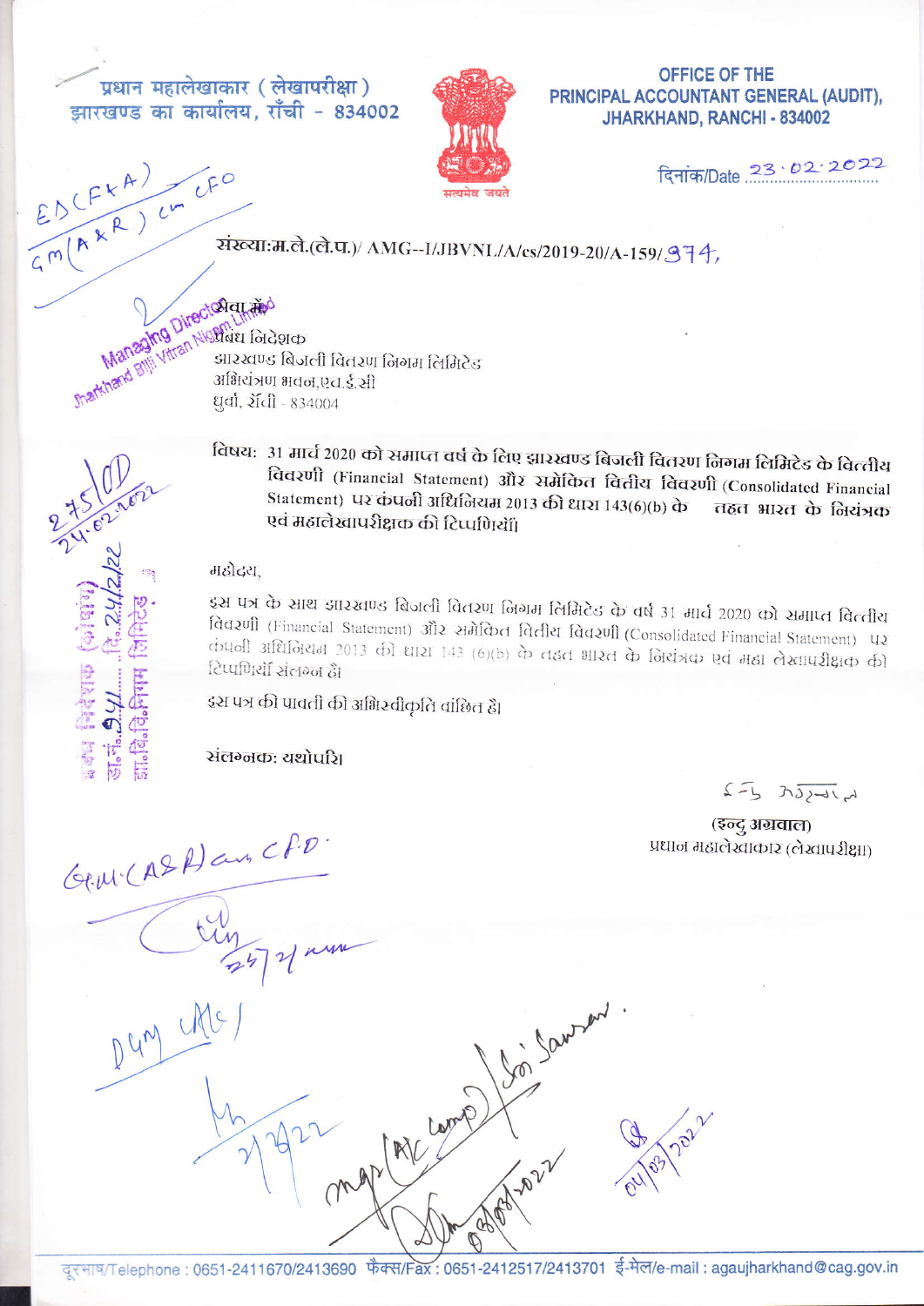प्रधान महालेखाकार (लेखापरीक्षा)
झारखण्ड का कार्यालय, राँची - 834002

OFFICE OF THE
PRINCIPAL ACCOUNTANT GENERAL (AUDIT),
JHARKHAND, RANCHI - 834002

दिनांक/Date 23.02.2022

संख्या:म.ले.(ले.प.)/ AMG--I/JBVNL/A/cs/2019-20/A-159/374,

सेवा में
प्रबंध निदेशक
झारखण्ड बिजली वितरण निगम लिमिटेड
अभियंत्रण भवन,एच.ई.सी
धुर्वा, राँची - 834004

विषय: 31 मार्च 2020 को समाप्त वर्ष के लिए झारखण्ड बिजली वितरण निगम लिमिटेड के वित्तीय विवरणी (Financial Statement) और समेकित वित्तीय विवरणी (Consolidated Financial Statement) पर कंपनी अधिनियम 2013 की धारा 143(6)(b) के तहत भारत के नियंत्रक एवं महालेखापरीक्षक की टिप्पणियाँ।

महोदय,

इस पत्र के साथ झारखण्ड बिजली वितरण निगम लिमिटेड के वर्ष 31 मार्च 2020 को समाप्त वित्तीय विवरणी (Financial Statement) और समेकित वित्तीय विवरणी (Consolidated Financial Statement) पर कंपनी अधिनियम 2013 की धारा 143 (6)(b) के तहत भारत के नियंत्रक एवं महा लेखापरीक्षक की टिप्पणियाँ संलग्न है।

इस पत्र की पावती की अभिस्वीकृति वांछित है।

संलग्नक: यथोपरि।

(इन्दु अग्रवाल)
प्रधान महालेखाकार (लेखापरीक्षा)

दूरभाष/Telephone : 0651-2411670/2413690 फैक्स/Fax : 0651-2412517/2413701 ई-मेल/e-mail : agaujharkhand@cag.gov.in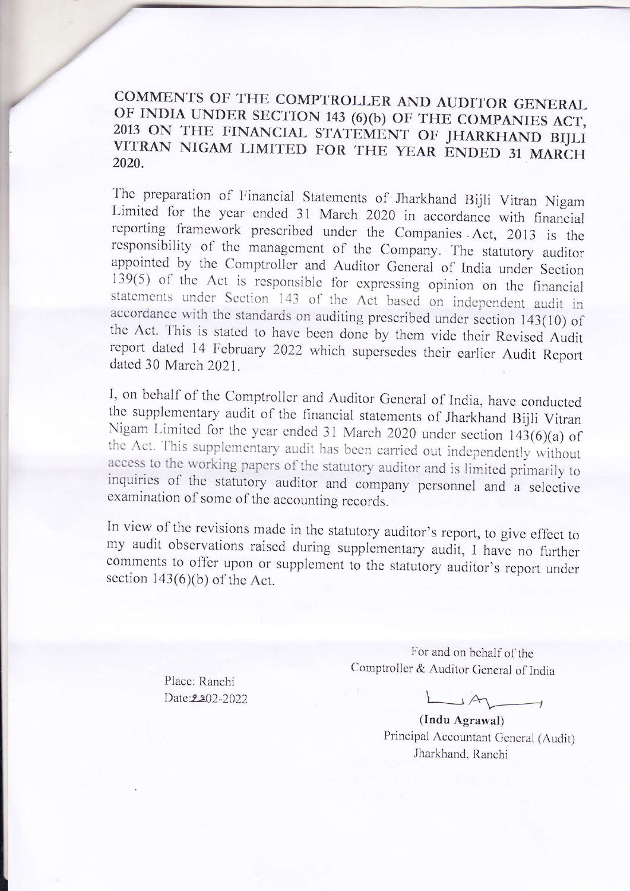# COMMENTS OF THE COMPTROLLER AND AUDITOR GENERAL OF INDIA UNDER SECTION 143 (6)(b) OF THE COMPANIES ACT, 2013 ON THE FINANCIAL STATEMENT OF JHARKHAND BIJLI VITRAN NIGAM LIMITED FOR THE YEAR ENDED 31 MARCH 2020.

The preparation of Financial Statements of Jharkhand Bijli Vitran Nigam Limited for the year ended 31 March 2020 in accordance with financial reporting framework prescribed under the Companies Act, 2013 is the responsibility of the management of the Company. The statutory auditor appointed by the Comptroller and Auditor General of India under Section 139(5) of the Act is responsible for expressing opinion on the financial statements under Section 143 of the Act based on independent audit in accordance with the standards on auditing prescribed under section 143(10) of the Act. This is stated to have been done by them vide their Revised Audit report dated 14 February 2022 which supersedes their earlier Audit Report dated 30 March 2021.

I, on behalf of the Comptroller and Auditor General of India, have conducted the supplementary audit of the financial statements of Jharkhand Bijli Vitran Nigam Limited for the year ended 31 March 2020 under section 143(6)(a) of the Act. This supplementary audit has been carried out independently without access to the working papers of the statutory auditor and is limited primarily to inquiries of the statutory auditor and company personnel and a selective examination of some of the accounting records.

In view of the revisions made in the statutory auditor's report, to give effect to my audit observations raised during supplementary audit, I have no further comments to offer upon or supplement to the statutory auditor's report under section 143(6)(b) of the Act.

For and on behalf of the
Comptroller & Auditor General of India

Place: Ranchi
Date: 22-02-2022

**(Indu Agrawal)**
Principal Accountant General (Audit)
Jharkhand, Ranchi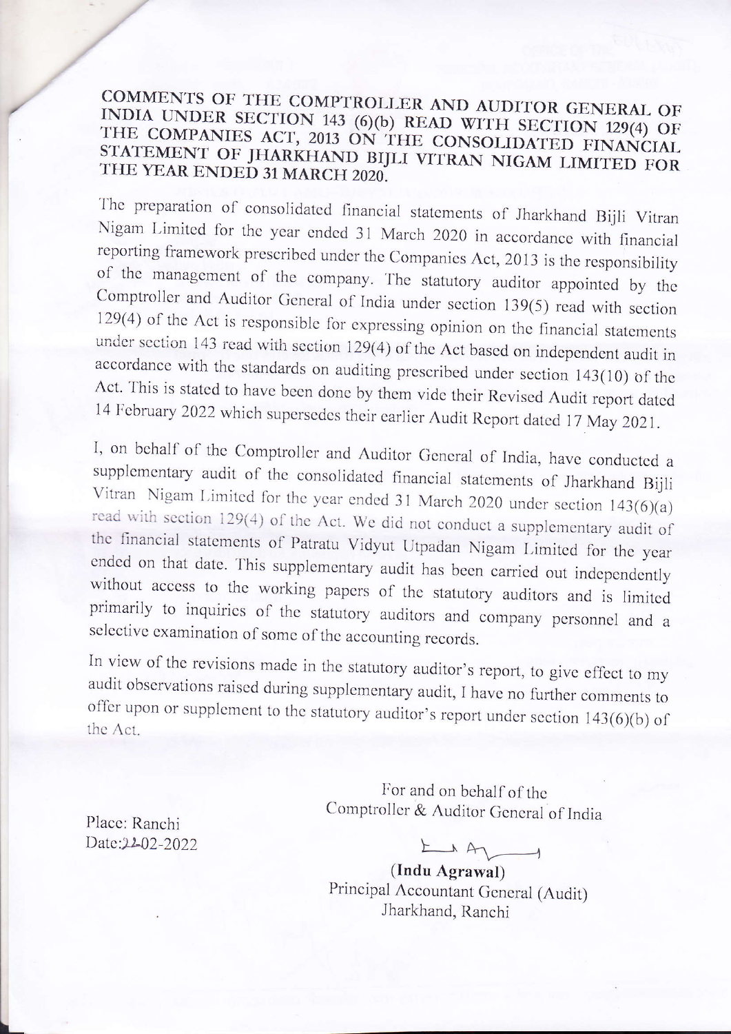**COMMENTS OF THE COMPTROLLER AND AUDITOR GENERAL OF INDIA UNDER SECTION 143 (6)(b) READ WITH SECTION 129(4) OF THE COMPANIES ACT, 2013 ON THE CONSOLIDATED FINANCIAL STATEMENT OF JHARKHAND BIJLI VITRAN NIGAM LIMITED FOR THE YEAR ENDED 31 MARCH 2020.**

The preparation of consolidated financial statements of Jharkhand Bijli Vitran Nigam Limited for the year ended 31 March 2020 in accordance with financial reporting framework prescribed under the Companies Act, 2013 is the responsibility of the management of the company. The statutory auditor appointed by the Comptroller and Auditor General of India under section 139(5) read with section 129(4) of the Act is responsible for expressing opinion on the financial statements under section 143 read with section 129(4) of the Act based on independent audit in accordance with the standards on auditing prescribed under section 143(10) of the Act. This is stated to have been done by them vide their Revised Audit report dated 14 February 2022 which supersedes their earlier Audit Report dated 17 May 2021.

I, on behalf of the Comptroller and Auditor General of India, have conducted a supplementary audit of the consolidated financial statements of Jharkhand Bijli Vitran Nigam Limited for the year ended 31 March 2020 under section 143(6)(a) read with section 129(4) of the Act. We did not conduct a supplementary audit of the financial statements of Patratu Vidyut Utpadan Nigam Limited for the year ended on that date. This supplementary audit has been carried out independently without access to the working papers of the statutory auditors and is limited primarily to inquiries of the statutory auditors and company personnel and a selective examination of some of the accounting records.

In view of the revisions made in the statutory auditor's report, to give effect to my audit observations raised during supplementary audit, I have no further comments to offer upon or supplement to the statutory auditor's report under section 143(6)(b) of the Act.

For and on behalf of the
Comptroller & Auditor General of India

Place: Ranchi
Date: 22-02-2022

**(Indu Agrawal)**
Principal Accountant General (Audit)
Jharkhand, Ranchi